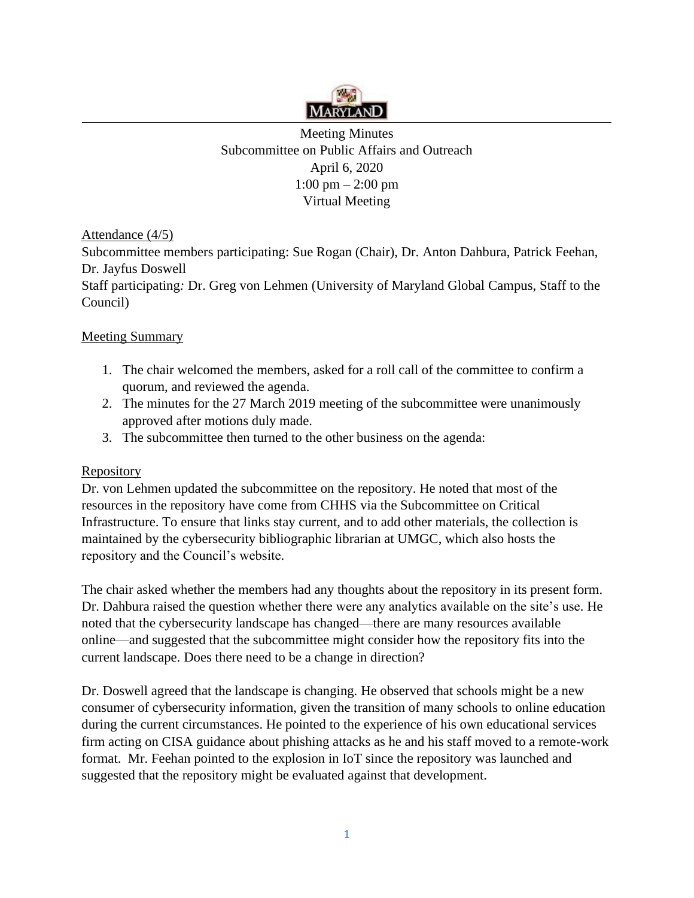Meeting Minutes
Subcommittee on Public Affairs and Outreach
April 6, 2020
1:00 pm – 2:00 pm
Virtual Meeting

Attendance (4/5)
Subcommittee members participating: Sue Rogan (Chair), Dr. Anton Dahbura, Patrick Feehan, Dr. Jayfus Doswell
Staff participating*:* Dr. Greg von Lehmen (University of Maryland Global Campus, Staff to the Council)

Meeting Summary

1. The chair welcomed the members, asked for a roll call of the committee to confirm a quorum, and reviewed the agenda.
2. The minutes for the 27 March 2019 meeting of the subcommittee were unanimously approved after motions duly made.
3. The subcommittee then turned to the other business on the agenda:

Repository
Dr. von Lehmen updated the subcommittee on the repository. He noted that most of the resources in the repository have come from CHHS via the Subcommittee on Critical Infrastructure. To ensure that links stay current, and to add other materials, the collection is maintained by the cybersecurity bibliographic librarian at UMGC, which also hosts the repository and the Council's website.

The chair asked whether the members had any thoughts about the repository in its present form. Dr. Dahbura raised the question whether there were any analytics available on the site's use. He noted that the cybersecurity landscape has changed—there are many resources available online—and suggested that the subcommittee might consider how the repository fits into the current landscape. Does there need to be a change in direction?

Dr. Doswell agreed that the landscape is changing. He observed that schools might be a new consumer of cybersecurity information, given the transition of many schools to online education during the current circumstances. He pointed to the experience of his own educational services firm acting on CISA guidance about phishing attacks as he and his staff moved to a remote-work format. Mr. Feehan pointed to the explosion in IoT since the repository was launched and suggested that the repository might be evaluated against that development.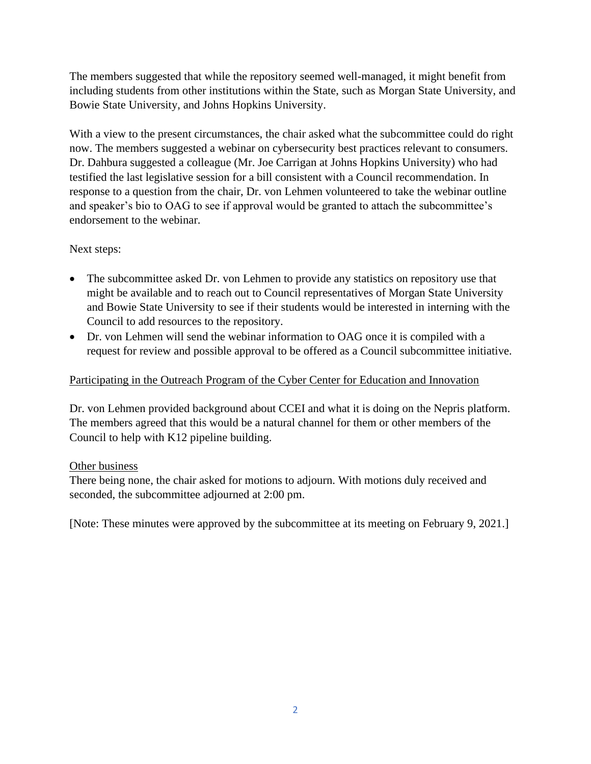The members suggested that while the repository seemed well-managed, it might benefit from including students from other institutions within the State, such as Morgan State University, and Bowie State University, and Johns Hopkins University.

With a view to the present circumstances, the chair asked what the subcommittee could do right now. The members suggested a webinar on cybersecurity best practices relevant to consumers. Dr. Dahbura suggested a colleague (Mr. Joe Carrigan at Johns Hopkins University) who had testified the last legislative session for a bill consistent with a Council recommendation. In response to a question from the chair, Dr. von Lehmen volunteered to take the webinar outline and speaker's bio to OAG to see if approval would be granted to attach the subcommittee's endorsement to the webinar.

Next steps:

- The subcommittee asked Dr. von Lehmen to provide any statistics on repository use that might be available and to reach out to Council representatives of Morgan State University and Bowie State University to see if their students would be interested in interning with the Council to add resources to the repository.
- Dr. von Lehmen will send the webinar information to OAG once it is compiled with a request for review and possible approval to be offered as a Council subcommittee initiative.

<u>Participating in the Outreach Program of the Cyber Center for Education and Innovation</u>

Dr. von Lehmen provided background about CCEI and what it is doing on the Nepris platform. The members agreed that this would be a natural channel for them or other members of the Council to help with K12 pipeline building.

<u>Other business</u>

There being none, the chair asked for motions to adjourn. With motions duly received and seconded, the subcommittee adjourned at 2:00 pm.

[Note: These minutes were approved by the subcommittee at its meeting on February 9, 2021.]